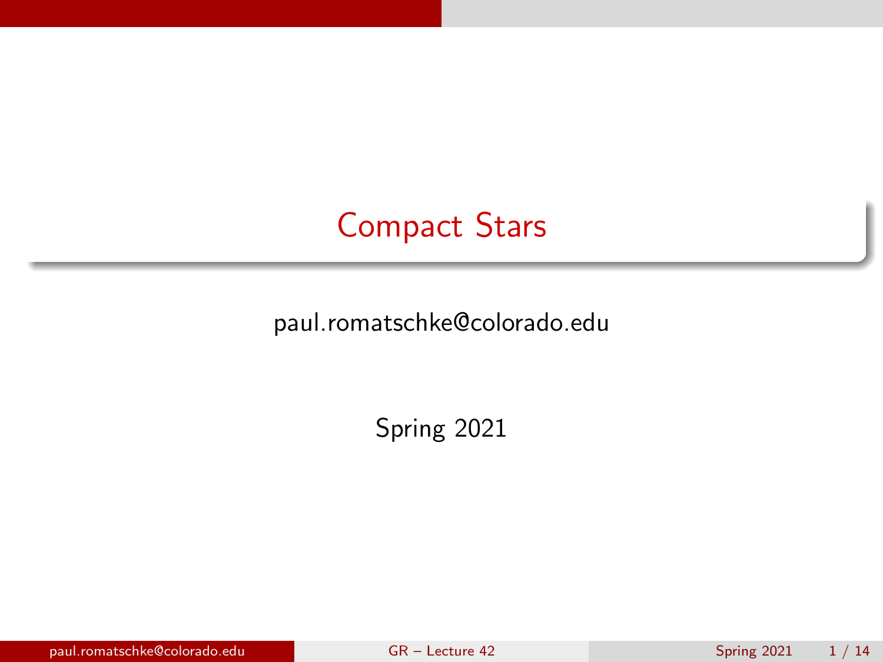# Compact Stars

paul.romatschke@colorado.edu

Spring 2021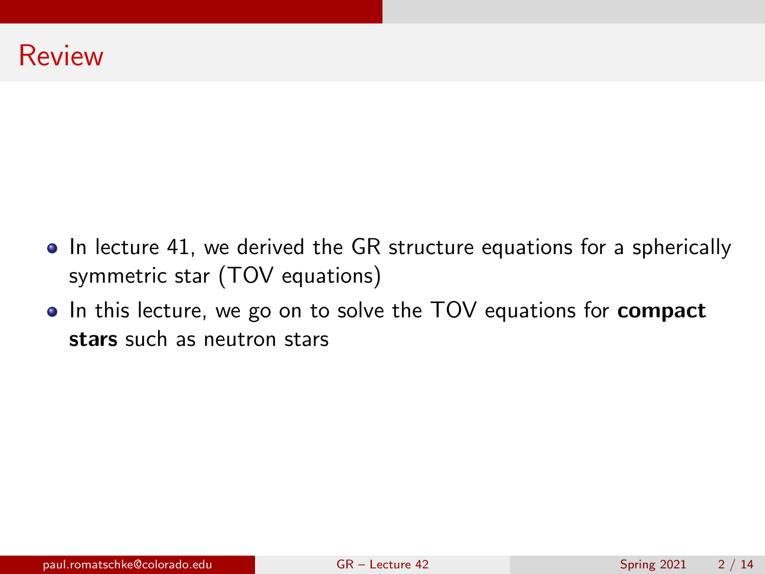# Review

- In lecture 41, we derived the GR structure equations for a spherically symmetric star (TOV equations)
- In this lecture, we go on to solve the TOV equations for **compact stars** such as neutron stars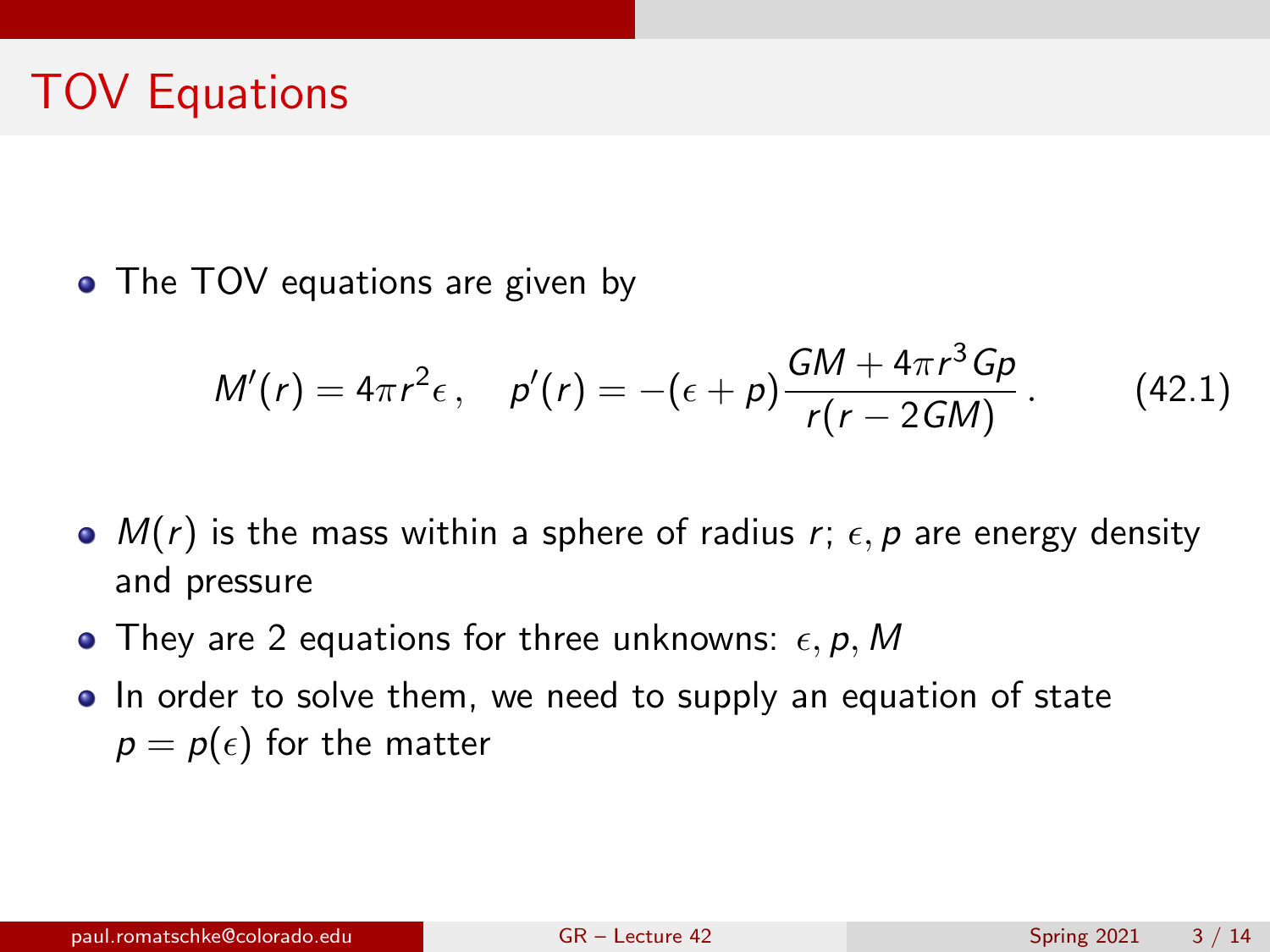# TOV Equations

- The TOV equations are given by

$$M'(r) = 4\pi r^2 \epsilon \,, \quad p'(r) = -(\epsilon + p)\frac{GM + 4\pi r^3 G p}{r(r - 2GM)} \,. \tag{42.1}$$

- $M(r)$ is the mass within a sphere of radius $r$; $\epsilon, p$ are energy density and pressure
- They are 2 equations for three unknowns: $\epsilon, p, M$
- In order to solve them, we need to supply an equation of state $p = p(\epsilon)$ for the matter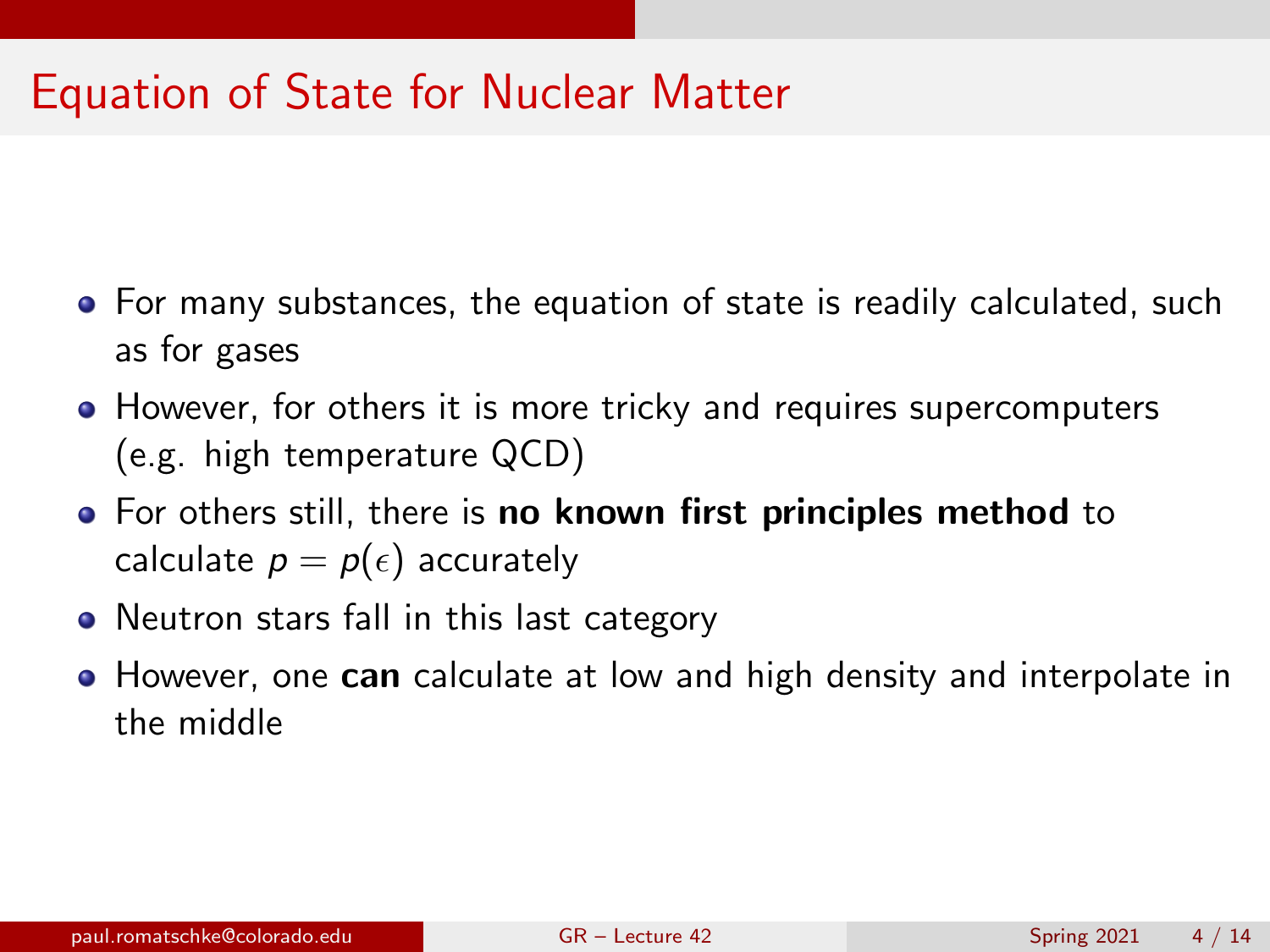# Equation of State for Nuclear Matter

- For many substances, the equation of state is readily calculated, such as for gases
- However, for others it is more tricky and requires supercomputers (e.g. high temperature QCD)
- For others still, there is **no known first principles method** to calculate $p = p(\epsilon)$ accurately
- Neutron stars fall in this last category
- However, one **can** calculate at low and high density and interpolate in the middle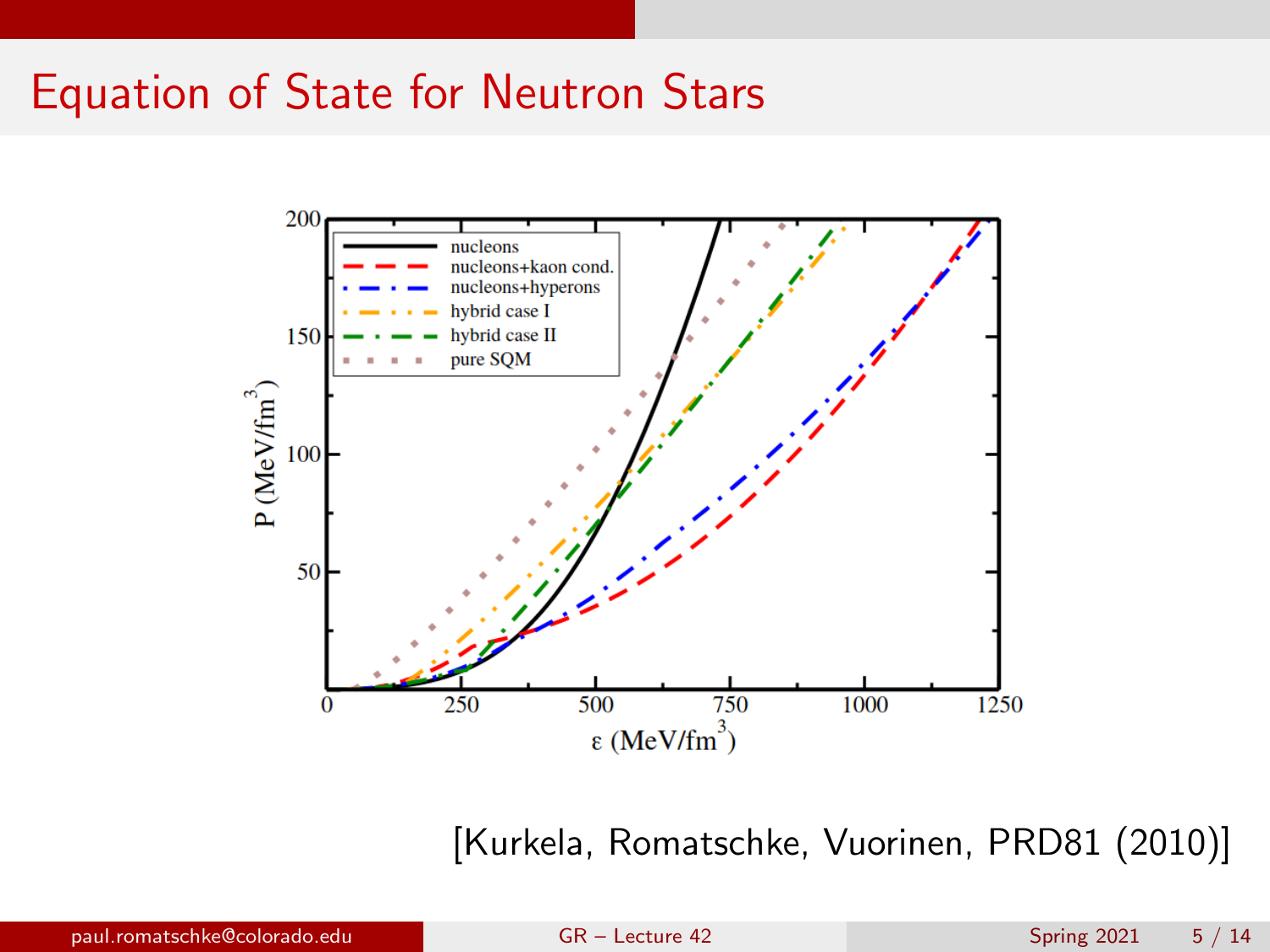# Equation of State for Neutron Stars

[Kurkela, Romatschke, Vuorinen, PRD81 (2010)]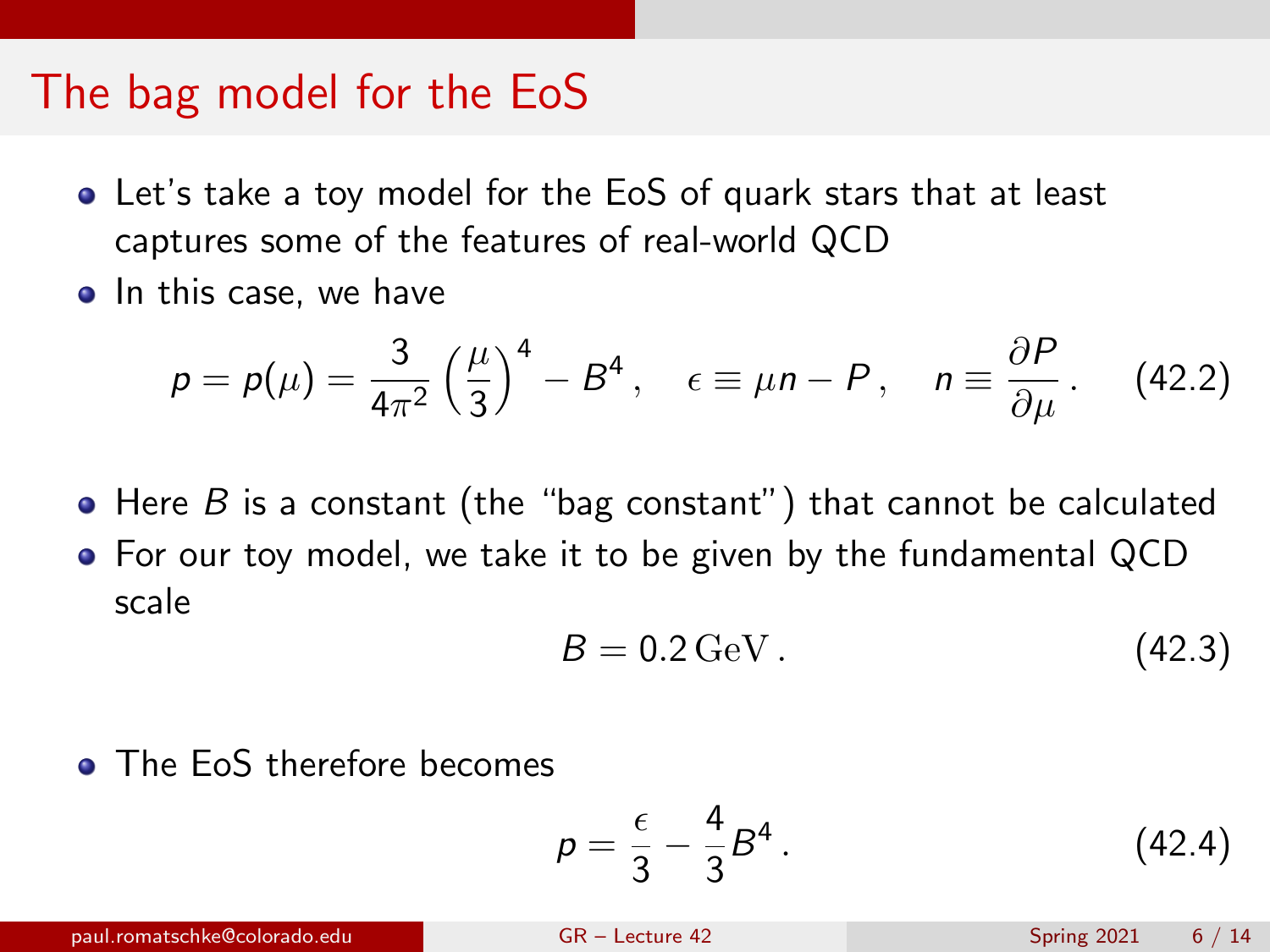# The bag model for the EoS

- Let's take a toy model for the EoS of quark stars that at least captures some of the features of real-world QCD
- In this case, we have

$$p = p(\mu) = \frac{3}{4\pi^2}\left(\frac{\mu}{3}\right)^4 - B^4\,, \quad \epsilon \equiv \mu n - P\,, \quad n \equiv \frac{\partial P}{\partial \mu}\,. \qquad (42.2)$$

- Here $B$ is a constant (the "bag constant") that cannot be calculated
- For our toy model, we take it to be given by the fundamental QCD scale

$$B = 0.2\,\mathrm{GeV}\,. \qquad (42.3)$$

- The EoS therefore becomes

$$p = \frac{\epsilon}{3} - \frac{4}{3}B^4\,. \qquad (42.4)$$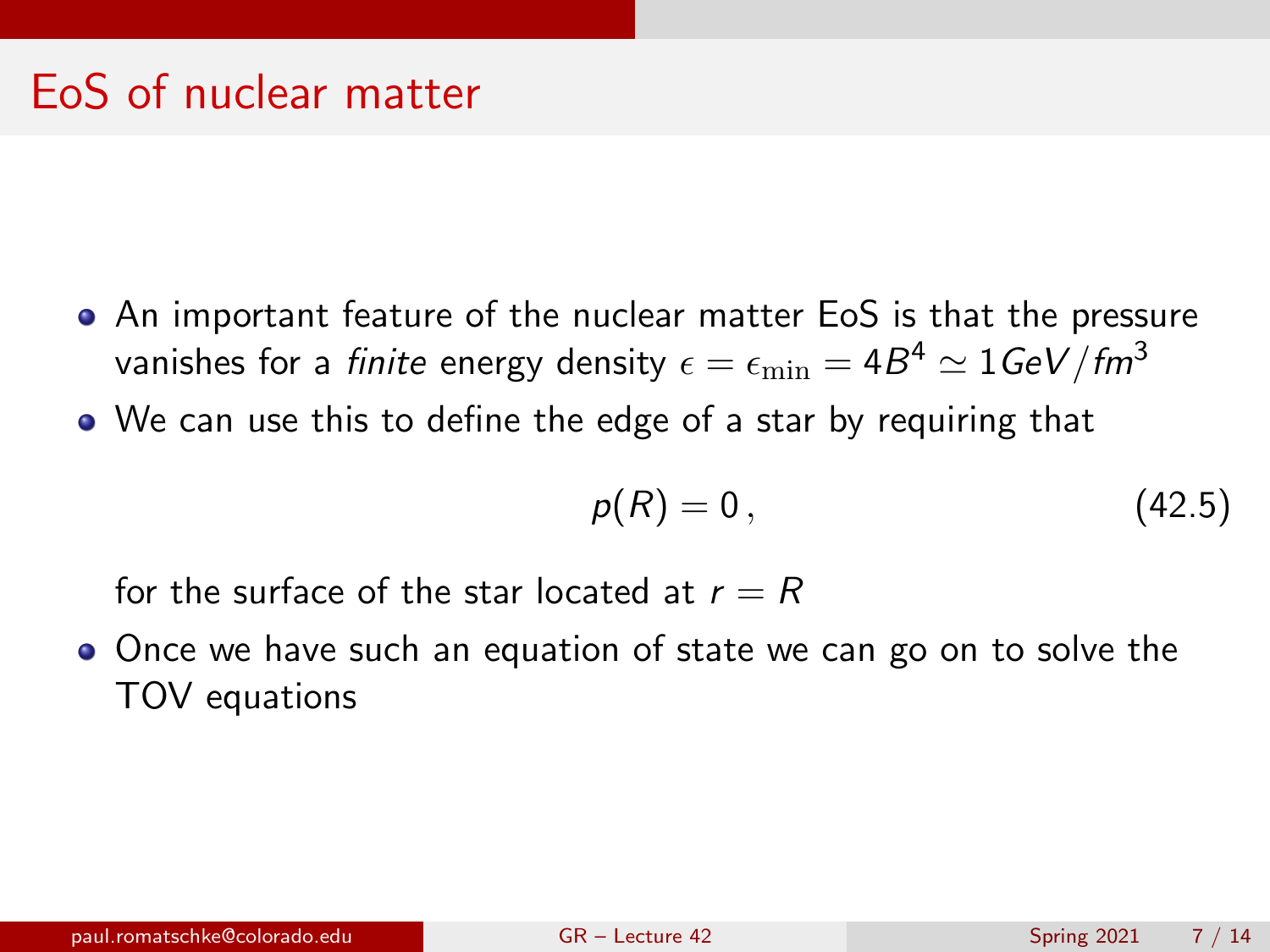# EoS of nuclear matter

- An important feature of the nuclear matter EoS is that the pressure vanishes for a *finite* energy density $\epsilon = \epsilon_{\rm min} = 4B^4 \simeq 1 GeV/fm^3$
- We can use this to define the edge of a star by requiring that

$$p(R) = 0\,, \tag{42.5}$$

  for the surface of the star located at $r = R$

- Once we have such an equation of state we can go on to solve the TOV equations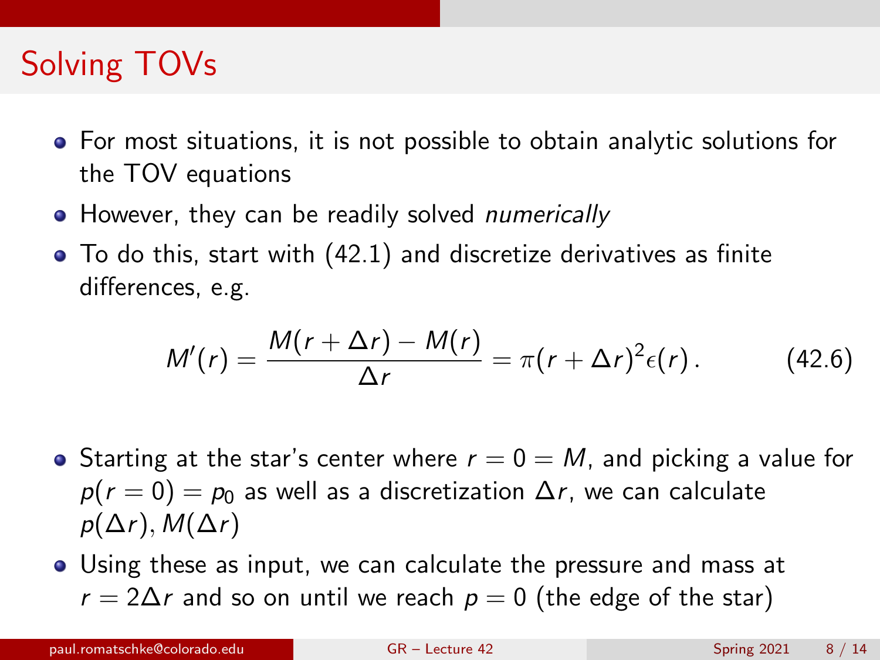# Solving TOVs

- For most situations, it is not possible to obtain analytic solutions for the TOV equations
- However, they can be readily solved *numerically*
- To do this, start with (42.1) and discretize derivatives as finite differences, e.g.

$$M'(r) = \frac{M(r+\Delta r) - M(r)}{\Delta r} = \pi(r+\Delta r)^2 \epsilon(r)\,. \tag{42.6}$$

- Starting at the star's center where $r = 0 = M$, and picking a value for $p(r=0) = p_0$ as well as a discretization $\Delta r$, we can calculate $p(\Delta r), M(\Delta r)$
- Using these as input, we can calculate the pressure and mass at $r = 2\Delta r$ and so on until we reach $p = 0$ (the edge of the star)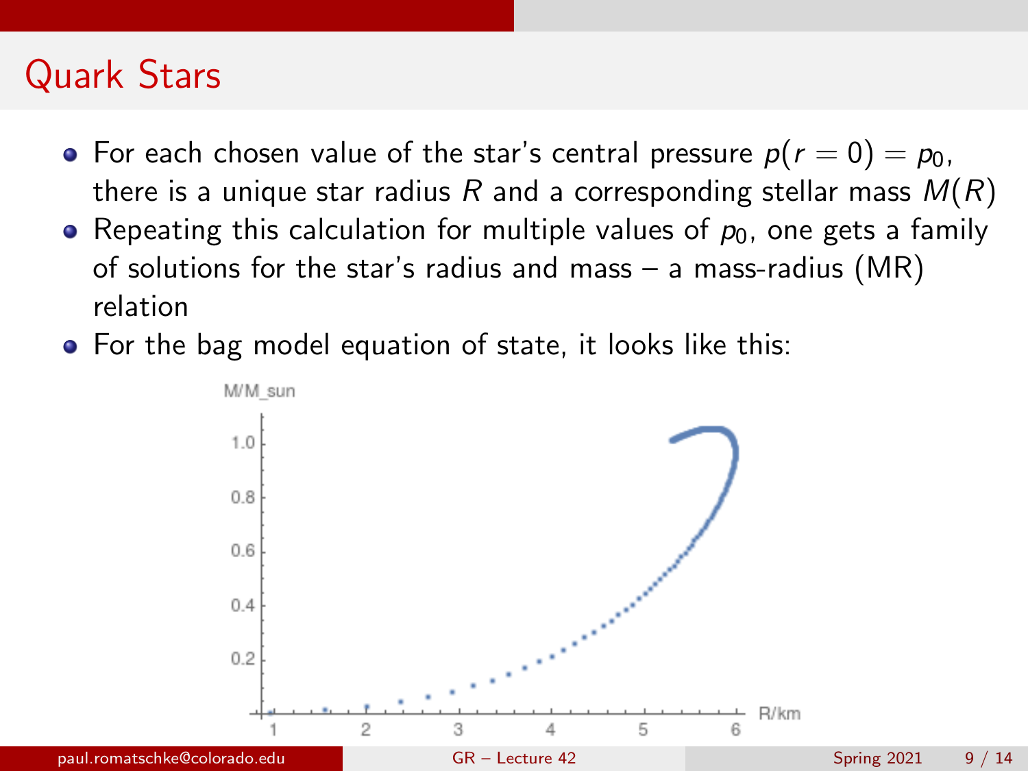# Quark Stars

- For each chosen value of the star's central pressure $p(r=0)=p_0$, there is a unique star radius $R$ and a corresponding stellar mass $M(R)$
- Repeating this calculation for multiple values of $p_0$, one gets a family of solutions for the star's radius and mass – a mass-radius (MR) relation
- For the bag model equation of state, it looks like this: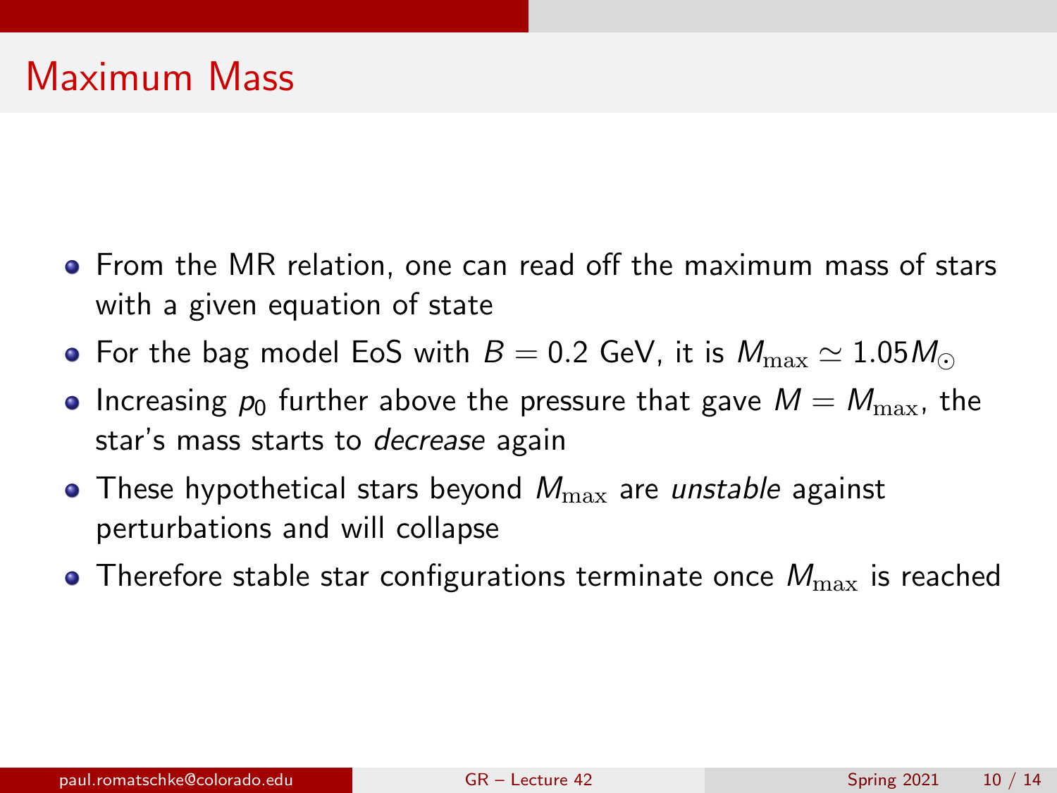# Maximum Mass

- From the MR relation, one can read off the maximum mass of stars with a given equation of state
- For the bag model EoS with $B = 0.2$ GeV, it is $M_{\max} \simeq 1.05 M_{\odot}$
- Increasing $p_0$ further above the pressure that gave $M = M_{\max}$, the star's mass starts to *decrease* again
- These hypothetical stars beyond $M_{\max}$ are *unstable* against perturbations and will collapse
- Therefore stable star configurations terminate once $M_{\max}$ is reached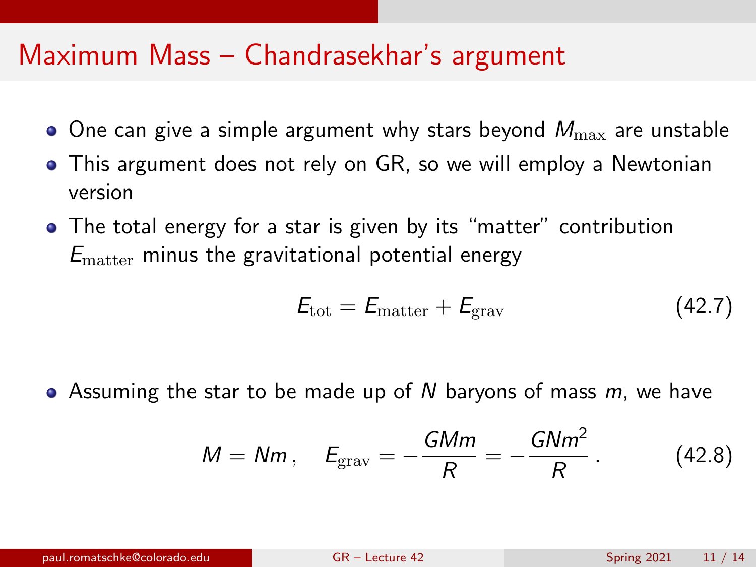# Maximum Mass – Chandrasekhar's argument

- One can give a simple argument why stars beyond $M_{\rm max}$ are unstable
- This argument does not rely on GR, so we will employ a Newtonian version
- The total energy for a star is given by its "matter" contribution $E_{\rm matter}$ minus the gravitational potential energy

$$E_{\rm tot} = E_{\rm matter} + E_{\rm grav} \tag{42.7}$$

- Assuming the star to be made up of $N$ baryons of mass $m$, we have

$$M = Nm \,, \quad E_{\rm grav} = -\frac{GMm}{R} = -\frac{GNm^2}{R} \,. \tag{42.8}$$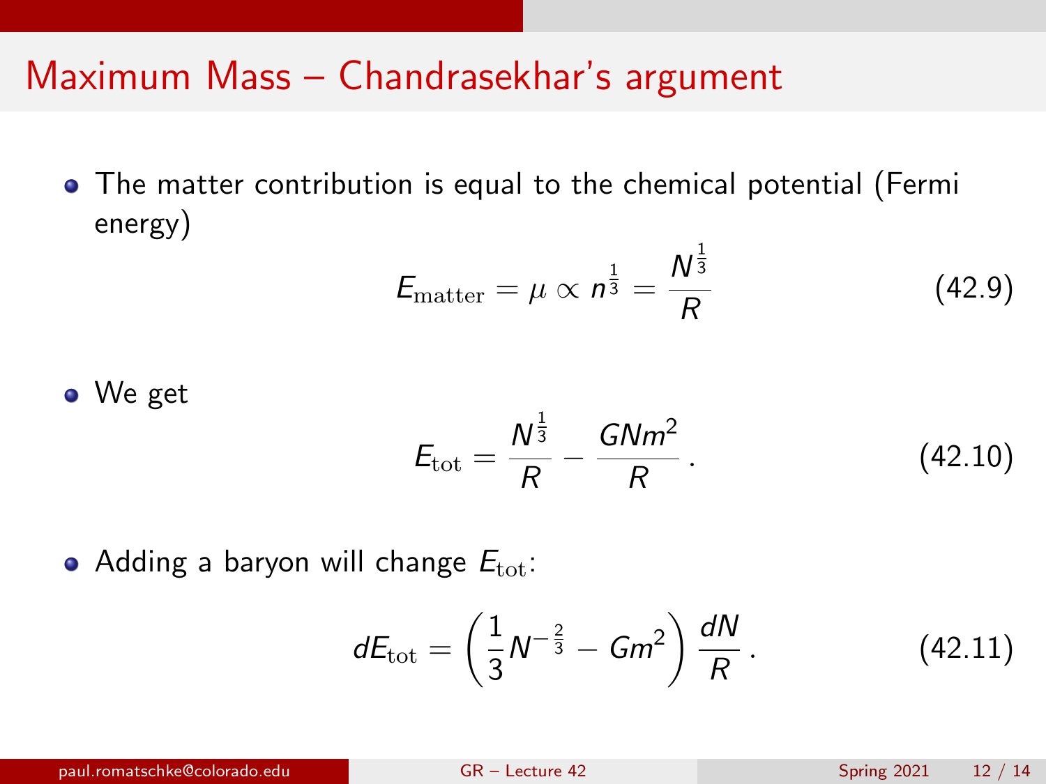# Maximum Mass – Chandrasekhar's argument

- The matter contribution is equal to the chemical potential (Fermi energy)

$$E_{\rm matter} = \mu \propto n^{\frac{1}{3}} = \frac{N^{\frac{1}{3}}}{R} \tag{42.9}$$

- We get

$$E_{\rm tot} = \frac{N^{\frac{1}{3}}}{R} - \frac{GNm^2}{R} \,. \tag{42.10}$$

- Adding a baryon will change $E_{\rm tot}$:

$$dE_{\rm tot} = \left(\frac{1}{3}N^{-\frac{2}{3}} - Gm^2\right)\frac{dN}{R} \,. \tag{42.11}$$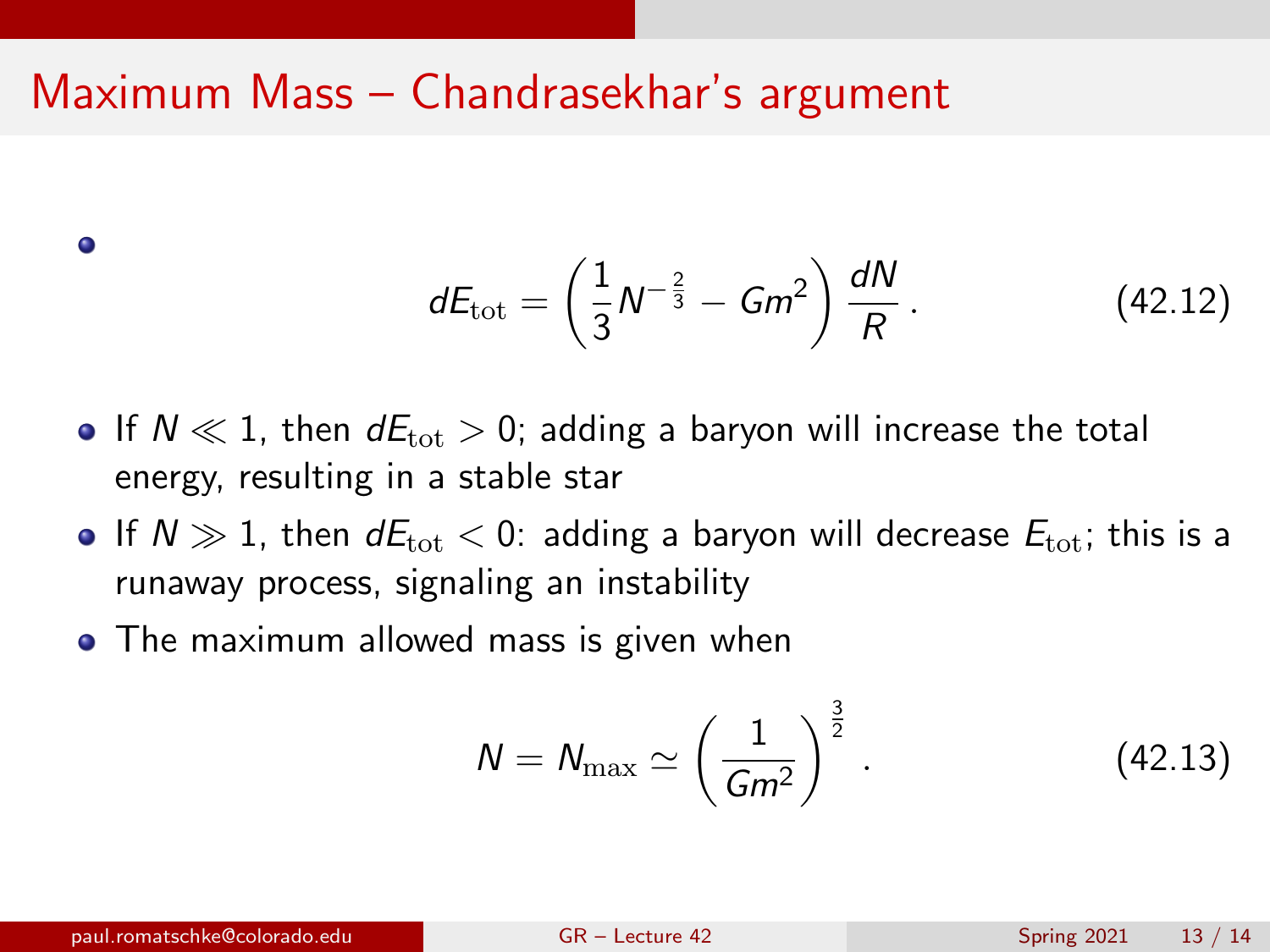# Maximum Mass – Chandrasekhar's argument

- $$dE_{\rm tot} = \left(\frac{1}{3}N^{-\frac{2}{3}} - Gm^2\right)\frac{dN}{R}\,. \tag{42.12}$$
- If $N \ll 1$, then $dE_{\rm tot} > 0$; adding a baryon will increase the total energy, resulting in a stable star
- If $N \gg 1$, then $dE_{\rm tot} < 0$: adding a baryon will decrease $E_{\rm tot}$; this is a runaway process, signaling an instability
- The maximum allowed mass is given when

$$N = N_{\rm max} \simeq \left(\frac{1}{Gm^2}\right)^{\frac{3}{2}}\,. \tag{42.13}$$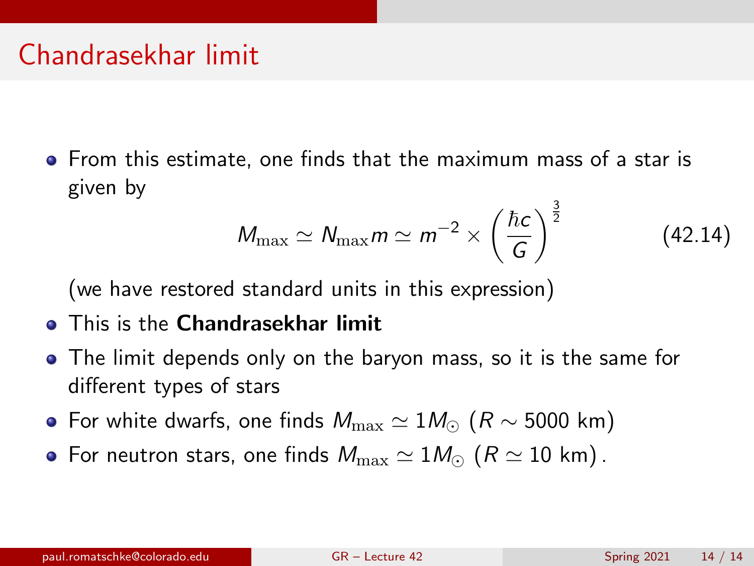# Chandrasekhar limit

- From this estimate, one finds that the maximum mass of a star is given by

$$M_{\max} \simeq N_{\max} m \simeq m^{-2} \times \left(\frac{\hbar c}{G}\right)^{\frac{3}{2}} \tag{42.14}$$

  (we have restored standard units in this expression)
- This is the **Chandrasekhar limit**
- The limit depends only on the baryon mass, so it is the same for different types of stars
- For white dwarfs, one finds $M_{\max} \simeq 1 M_{\odot}$ ($R \sim 5000$ km)
- For neutron stars, one finds $M_{\max} \simeq 1 M_{\odot}$ ($R \simeq 10$ km).